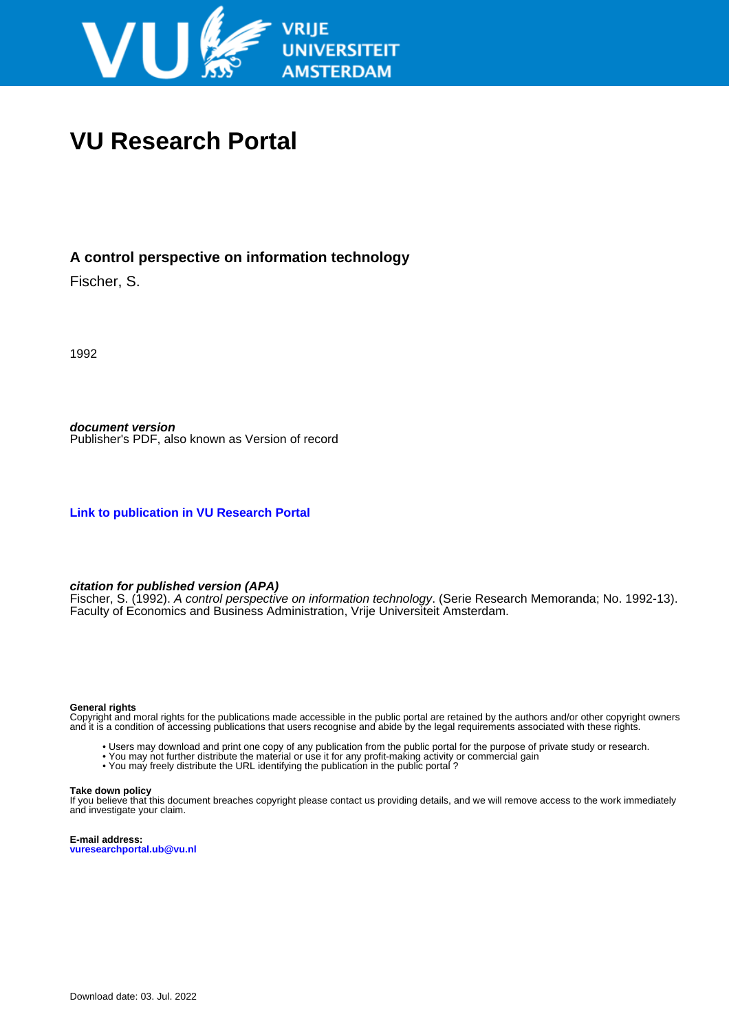VRIJE UNIVERSITEIT AMSTERDAM

# VU Research Portal

## A control perspective on information technology

Fischer, S.

1992

***document version***
Publisher's PDF, also known as Version of record

**Link to publication in VU Research Portal**

***citation for published version (APA)***
Fischer, S. (1992). *A control perspective on information technology*. (Serie Research Memoranda; No. 1992-13). Faculty of Economics and Business Administration, Vrije Universiteit Amsterdam.

**General rights**
Copyright and moral rights for the publications made accessible in the public portal are retained by the authors and/or other copyright owners and it is a condition of accessing publications that users recognise and abide by the legal requirements associated with these rights.

- Users may download and print one copy of any publication from the public portal for the purpose of private study or research.
- You may not further distribute the material or use it for any profit-making activity or commercial gain
- You may freely distribute the URL identifying the publication in the public portal ?

**Take down policy**
If you believe that this document breaches copyright please contact us providing details, and we will remove access to the work immediately and investigate your claim.

**E-mail address:**
**vuresearchportal.ub@vu.nl**

Download date: 03. Jul. 2022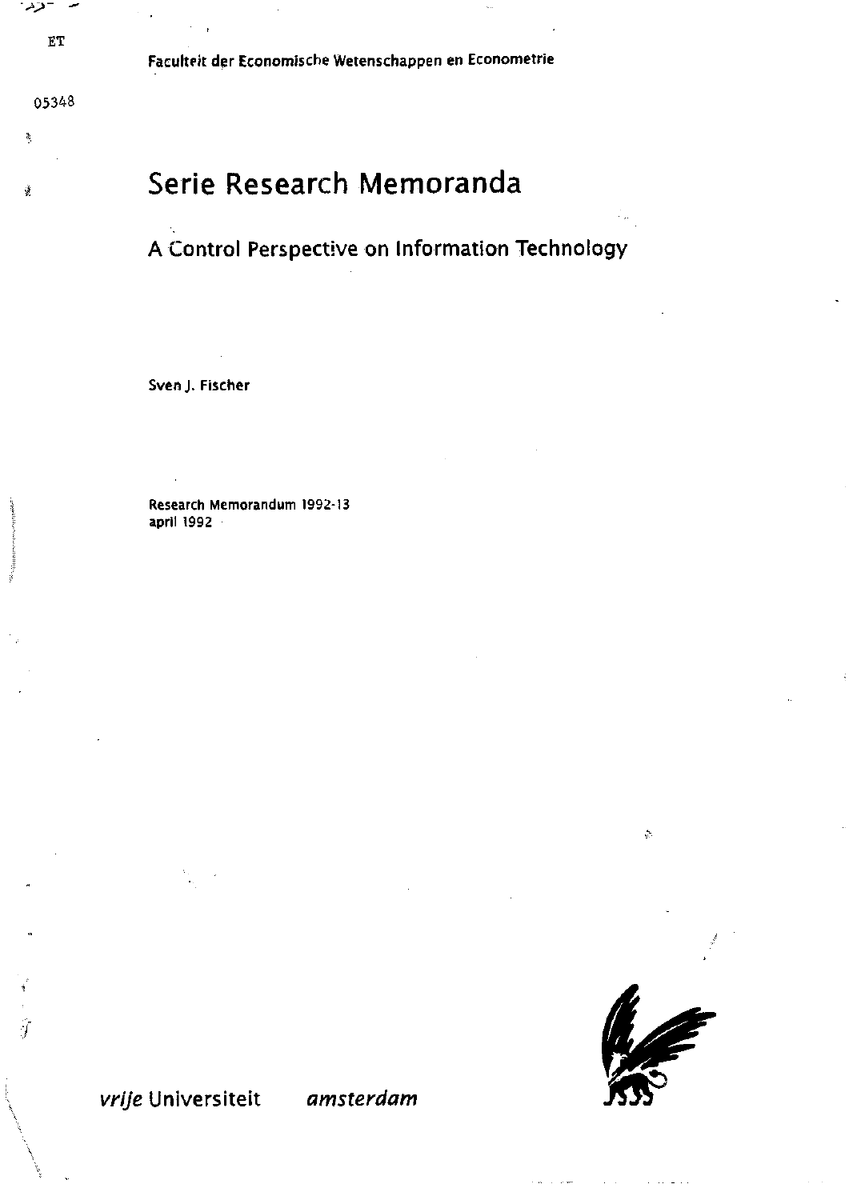ET

05348

Faculteit der Economische Wetenschappen en Econometrie

# Serie Research Memoranda

## A Control Perspective on Information Technology

Sven J. Fischer

Research Memorandum 1992-13
april 1992

*vrije* Universiteit *amsterdam*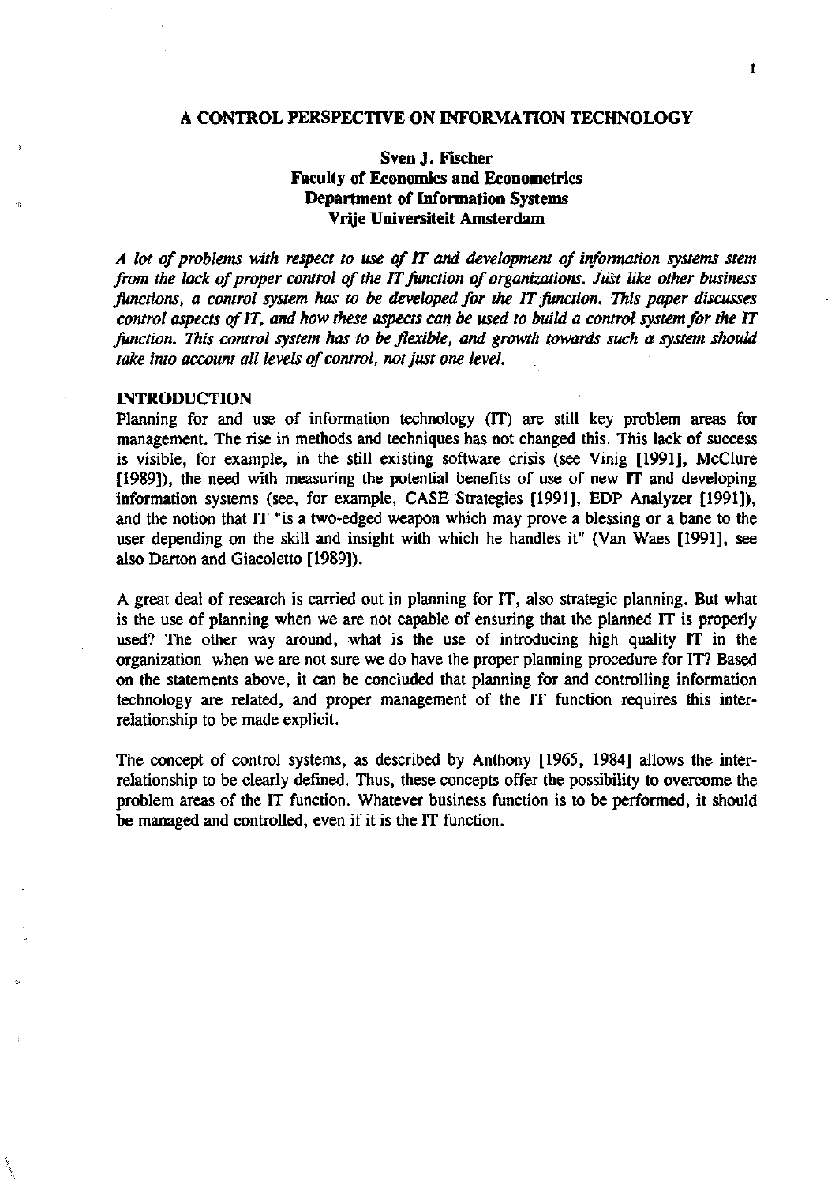# A CONTROL PERSPECTIVE ON INFORMATION TECHNOLOGY

**Sven J. Fischer**
**Faculty of Economics and Econometrics**
**Department of Information Systems**
**Vrije Universiteit Amsterdam**

*A lot of problems with respect to use of IT and development of information systems stem from the lack of proper control of the IT function of organizations. Just like other business functions, a control system has to be developed for the IT function. This paper discusses control aspects of IT, and how these aspects can be used to build a control system for the IT function. This control system has to be flexible, and growth towards such a system should take into account all levels of control, not just one level.*

## INTRODUCTION

Planning for and use of information technology (IT) are still key problem areas for management. The rise in methods and techniques has not changed this. This lack of success is visible, for example, in the still existing software crisis (see Vinig [1991], McClure [1989]), the need with measuring the potential benefits of use of new IT and developing information systems (see, for example, CASE Strategies [1991], EDP Analyzer [1991]), and the notion that IT "is a two-edged weapon which may prove a blessing or a bane to the user depending on the skill and insight with which he handles it" (Van Waes [1991], see also Darton and Giacoletto [1989]).

A great deal of research is carried out in planning for IT, also strategic planning. But what is the use of planning when we are not capable of ensuring that the planned IT is properly used? The other way around, what is the use of introducing high quality IT in the organization when we are not sure we do have the proper planning procedure for IT? Based on the statements above, it can be concluded that planning for and controlling information technology are related, and proper management of the IT function requires this inter-relationship to be made explicit.

The concept of control systems, as described by Anthony [1965, 1984] allows the inter-relationship to be clearly defined. Thus, these concepts offer the possibility to overcome the problem areas of the IT function. Whatever business function is to be performed, it should be managed and controlled, even if it is the IT function.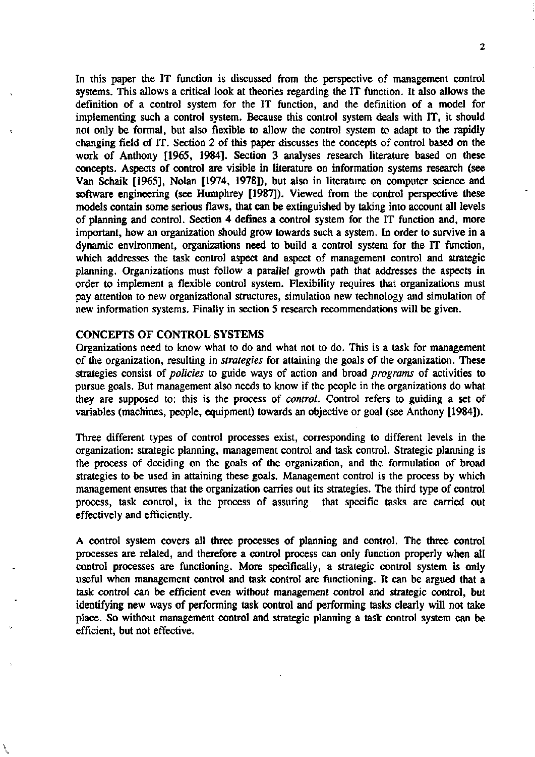In this paper the IT function is discussed from the perspective of management control systems. This allows a critical look at theories regarding the IT function. It also allows the definition of a control system for the IT function, and the definition of a model for implementing such a control system. Because this control system deals with IT, it should not only be formal, but also flexible to allow the control system to adapt to the rapidly changing field of IT. Section 2 of this paper discusses the concepts of control based on the work of Anthony [1965, 1984]. Section 3 analyses research literature based on these concepts. Aspects of control are visible in literature on information systems research (see Van Schaik [1965], Nolan [1974, 1978]), but also in literature on computer science and software engineering (see Humphrey [1987]). Viewed from the control perspective these models contain some serious flaws, that can be extinguished by taking into account all levels of planning and control. Section 4 defines a control system for the IT function and, more important, how an organization should grow towards such a system. In order to survive in a dynamic environment, organizations need to build a control system for the IT function, which addresses the task control aspect and aspect of management control and strategic planning. Organizations must follow a parallel growth path that addresses the aspects in order to implement a flexible control system. Flexibility requires that organizations must pay attention to new organizational structures, simulation new technology and simulation of new information systems. Finally in section 5 research recommendations will be given.

## CONCEPTS OF CONTROL SYSTEMS

Organizations need to know what to do and what not to do. This is a task for management of the organization, resulting in *strategies* for attaining the goals of the organization. These strategies consist of *policies* to guide ways of action and broad *programs* of activities to pursue goals. But management also needs to know if the people in the organizations do what they are supposed to: this is the process of *control*. Control refers to guiding a set of variables (machines, people, equipment) towards an objective or goal (see Anthony [1984]).

Three different types of control processes exist, corresponding to different levels in the organization: strategic planning, management control and task control. Strategic planning is the process of deciding on the goals of the organization, and the formulation of broad strategies to be used in attaining these goals. Management control is the process by which management ensures that the organization carries out its strategies. The third type of control process, task control, is the process of assuring that specific tasks are carried out effectively and efficiently.

A control system covers all three processes of planning and control. The three control processes are related, and therefore a control process can only function properly when all control processes are functioning. More specifically, a strategic control system is only useful when management control and task control are functioning. It can be argued that a task control can be efficient even without management control and strategic control, but identifying new ways of performing task control and performing tasks clearly will not take place. So without management control and strategic planning a task control system can be efficient, but not effective.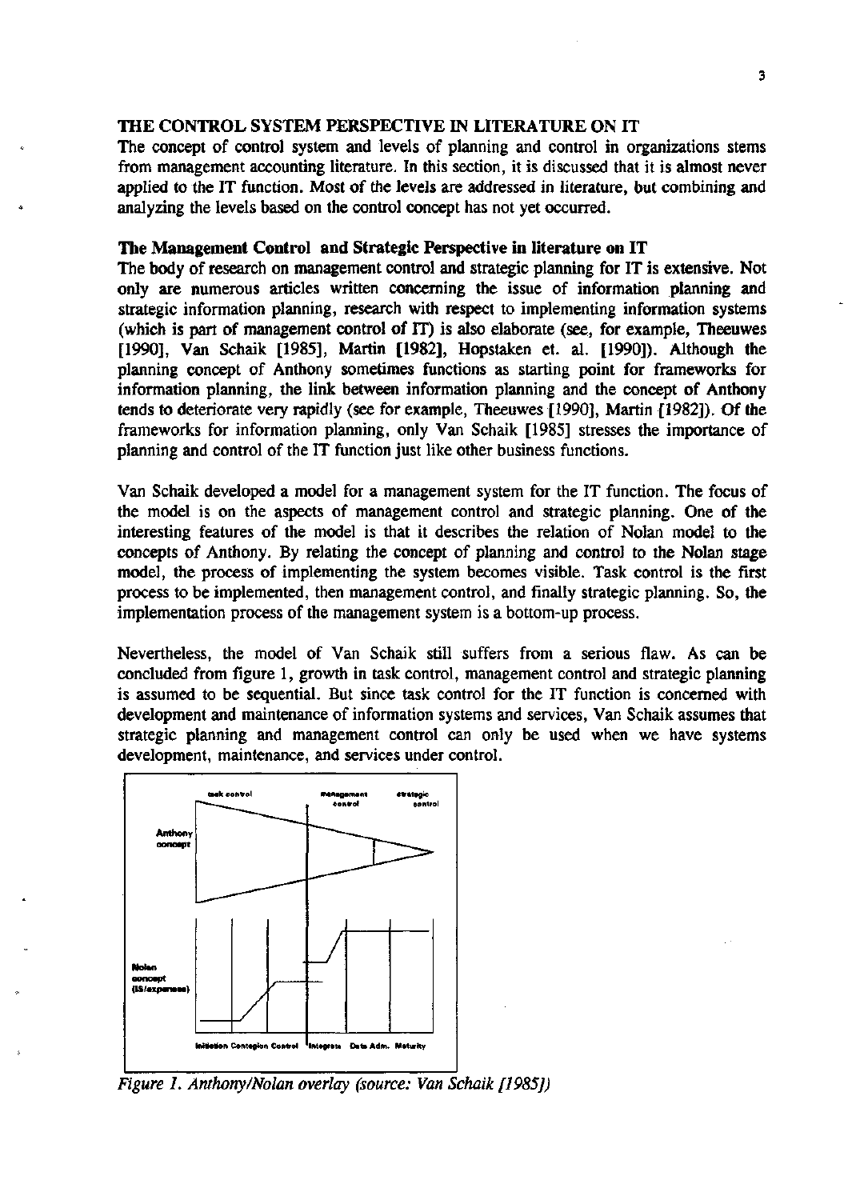## THE CONTROL SYSTEM PERSPECTIVE IN LITERATURE ON IT

The concept of control system and levels of planning and control in organizations stems from management accounting literature. In this section, it is discussed that it is almost never applied to the IT function. Most of the levels are addressed in literature, but combining and analyzing the levels based on the control concept has not yet occurred.

### The Management Control and Strategic Perspective in literature on IT

The body of research on management control and strategic planning for IT is extensive. Not only are numerous articles written concerning the issue of information planning and strategic information planning, research with respect to implementing information systems (which is part of management control of IT) is also elaborate (see, for example, Theeuwes [1990], Van Schaik [1985], Martin [1982], Hopstaken et. al. [1990]). Although the planning concept of Anthony sometimes functions as starting point for frameworks for information planning, the link between information planning and the concept of Anthony tends to deteriorate very rapidly (see for example, Theeuwes [1990], Martin [1982]). Of the frameworks for information planning, only Van Schaik [1985] stresses the importance of planning and control of the IT function just like other business functions.

Van Schaik developed a model for a management system for the IT function. The focus of the model is on the aspects of management control and strategic planning. One of the interesting features of the model is that it describes the relation of Nolan model to the concepts of Anthony. By relating the concept of planning and control to the Nolan stage model, the process of implementing the system becomes visible. Task control is the first process to be implemented, then management control, and finally strategic planning. So, the implementation process of the management system is a bottom-up process.

Nevertheless, the model of Van Schaik still suffers from a serious flaw. As can be concluded from figure 1, growth in task control, management control and strategic planning is assumed to be sequential. But since task control for the IT function is concerned with development and maintenance of information systems and services, Van Schaik assumes that strategic planning and management control can only be used when we have systems development, maintenance, and services under control.

*Figure 1. Anthony/Nolan overlay (source: Van Schaik [1985])*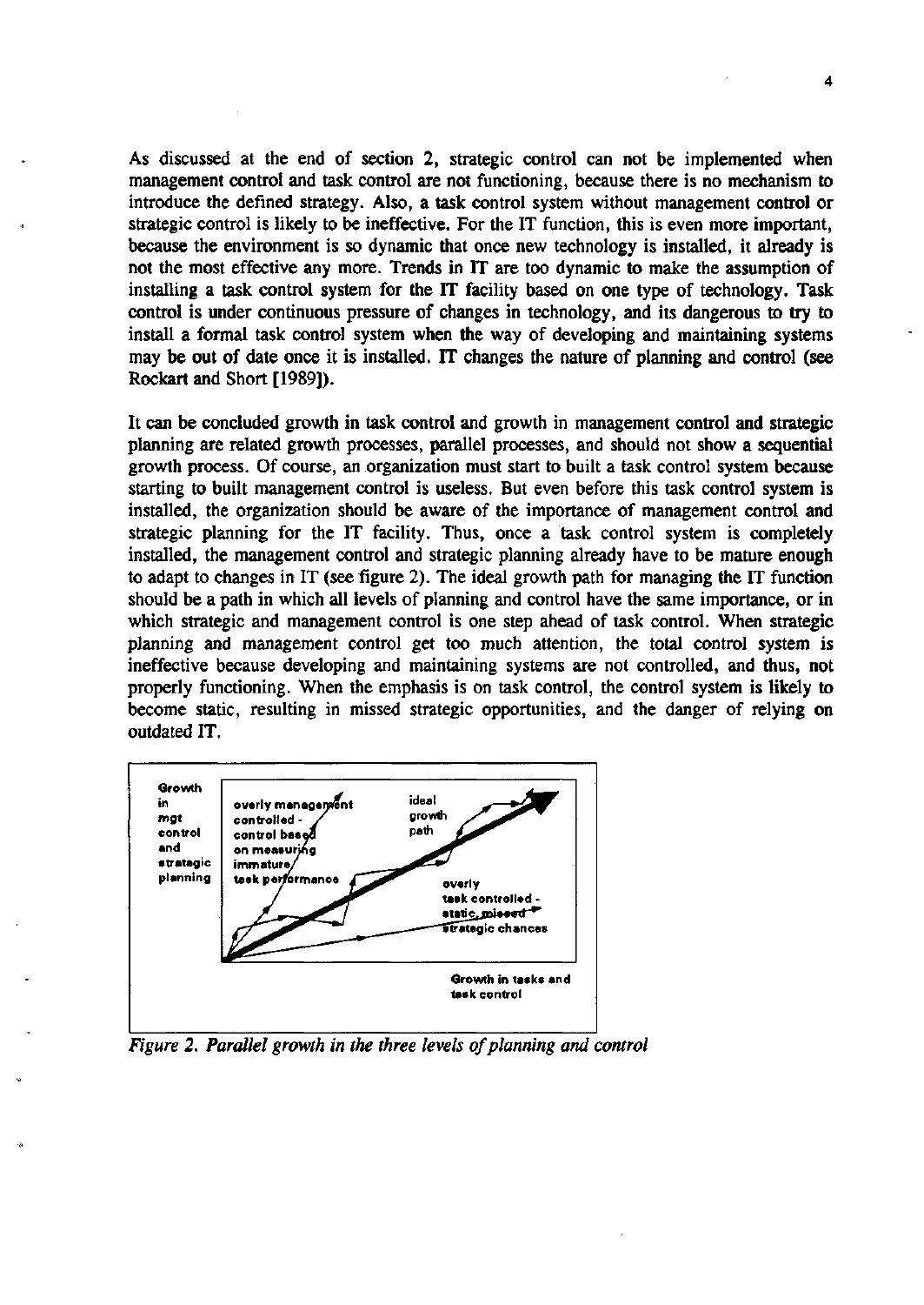As discussed at the end of section 2, strategic control can not be implemented when management control and task control are not functioning, because there is no mechanism to introduce the defined strategy. Also, a task control system without management control or strategic control is likely to be ineffective. For the IT function, this is even more important, because the environment is so dynamic that once new technology is installed, it already is not the most effective any more. Trends in IT are too dynamic to make the assumption of installing a task control system for the IT facility based on one type of technology. Task control is under continuous pressure of changes in technology, and its dangerous to try to install a formal task control system when the way of developing and maintaining systems may be out of date once it is installed. IT changes the nature of planning and control (see Rockart and Short [1989]).

It can be concluded growth in task control and growth in management control and strategic planning are related growth processes, parallel processes, and should not show a sequential growth process. Of course, an organization must start to built a task control system because starting to built management control is useless. But even before this task control system is installed, the organization should be aware of the importance of management control and strategic planning for the IT facility. Thus, once a task control system is completely installed, the management control and strategic planning already have to be mature enough to adapt to changes in IT (see figure 2). The ideal growth path for managing the IT function should be a path in which all levels of planning and control have the same importance, or in which strategic and management control is one step ahead of task control. When strategic planning and management control get too much attention, the total control system is ineffective because developing and maintaining systems are not controlled, and thus, not properly functioning. When the emphasis is on task control, the control system is likely to become static, resulting in missed strategic opportunities, and the danger of relying on outdated IT.

*Figure 2. Parallel growth in the three levels of planning and control*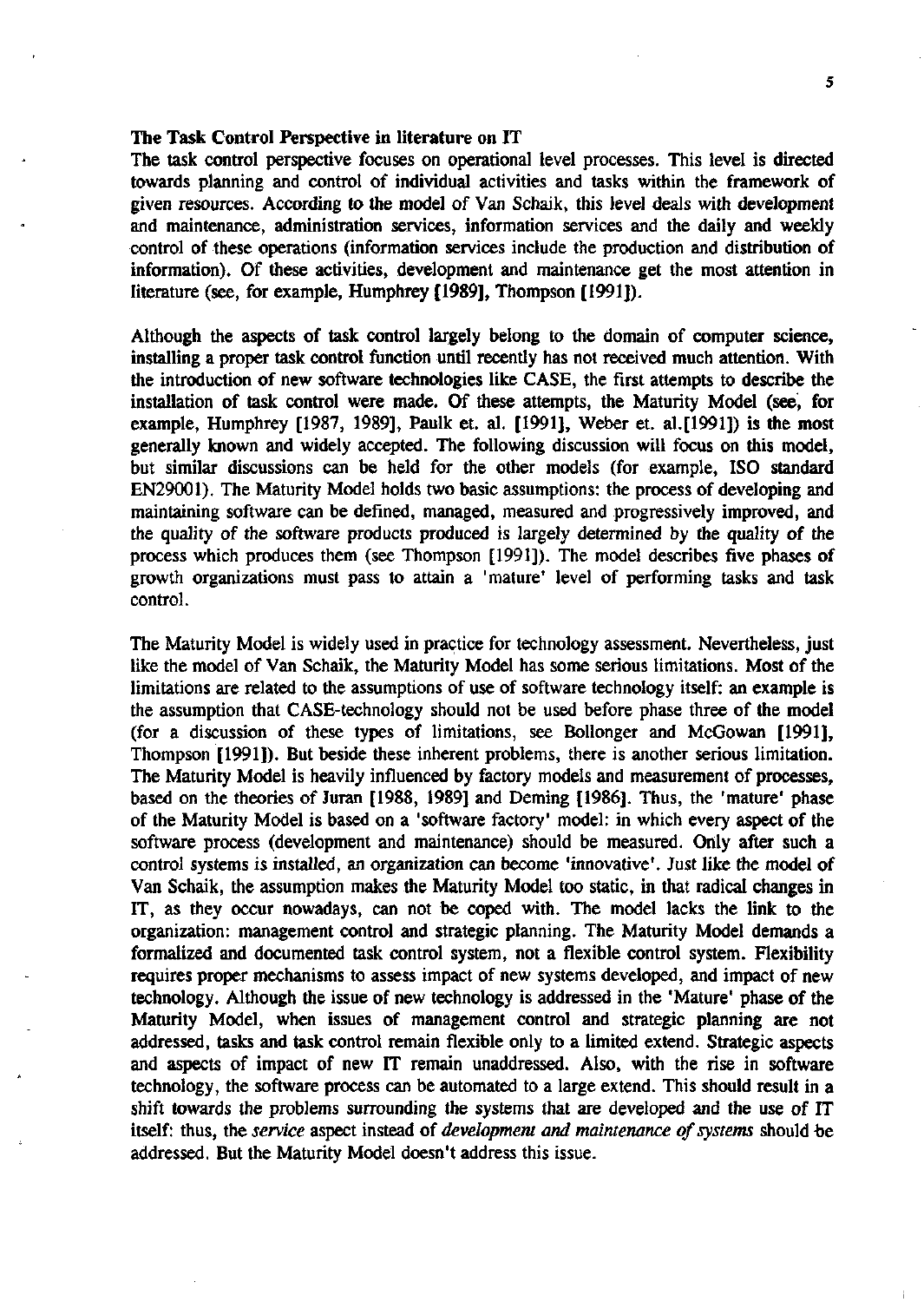### The Task Control Perspective in literature on IT

The task control perspective focuses on operational level processes. This level is directed towards planning and control of individual activities and tasks within the framework of given resources. According to the model of Van Schaik, this level deals with development and maintenance, administration services, information services and the daily and weekly control of these operations (information services include the production and distribution of information). Of these activities, development and maintenance get the most attention in literature (see, for example, Humphrey [1989], Thompson [1991]).

Although the aspects of task control largely belong to the domain of computer science, installing a proper task control function until recently has not received much attention. With the introduction of new software technologies like CASE, the first attempts to describe the installation of task control were made. Of these attempts, the Maturity Model (see, for example, Humphrey [1987, 1989], Paulk et. al. [1991], Weber et. al.[1991]) is the most generally known and widely accepted. The following discussion will focus on this model, but similar discussions can be held for the other models (for example, ISO standard EN29001). The Maturity Model holds two basic assumptions: the process of developing and maintaining software can be defined, managed, measured and progressively improved, and the quality of the software products produced is largely determined by the quality of the process which produces them (see Thompson [1991]). The model describes five phases of growth organizations must pass to attain a 'mature' level of performing tasks and task control.

The Maturity Model is widely used in practice for technology assessment. Nevertheless, just like the model of Van Schaik, the Maturity Model has some serious limitations. Most of the limitations are related to the assumptions of use of software technology itself: an example is the assumption that CASE-technology should not be used before phase three of the model (for a discussion of these types of limitations, see Bollonger and McGowan [1991], Thompson [1991]). But beside these inherent problems, there is another serious limitation. The Maturity Model is heavily influenced by factory models and measurement of processes, based on the theories of Juran [1988, 1989] and Deming [1986]. Thus, the 'mature' phase of the Maturity Model is based on a 'software factory' model: in which every aspect of the software process (development and maintenance) should be measured. Only after such a control systems is installed, an organization can become 'innovative'. Just like the model of Van Schaik, the assumption makes the Maturity Model too static, in that radical changes in IT, as they occur nowadays, can not be coped with. The model lacks the link to the organization: management control and strategic planning. The Maturity Model demands a formalized and documented task control system, not a flexible control system. Flexibility requires proper mechanisms to assess impact of new systems developed, and impact of new technology. Although the issue of new technology is addressed in the 'Mature' phase of the Maturity Model, when issues of management control and strategic planning are not addressed, tasks and task control remain flexible only to a limited extend. Strategic aspects and aspects of impact of new IT remain unaddressed. Also, with the rise in software technology, the software process can be automated to a large extend. This should result in a shift towards the problems surrounding the systems that are developed and the use of IT itself: thus, the *service* aspect instead of *development and maintenance of systems* should be addressed. But the Maturity Model doesn't address this issue.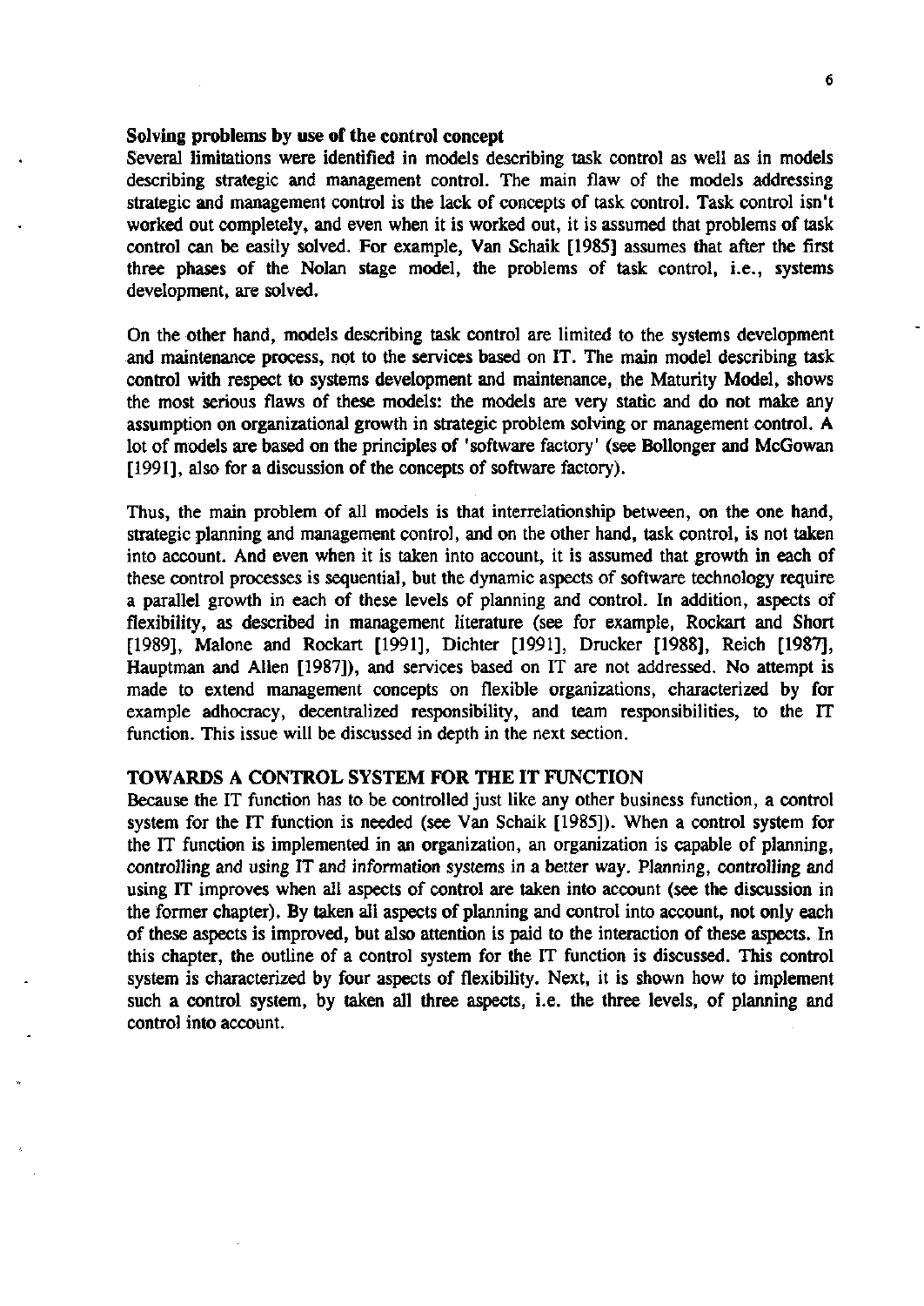**Solving problems by use of the control concept**

Several limitations were identified in models describing task control as well as in models describing strategic and management control. The main flaw of the models addressing strategic and management control is the lack of concepts of task control. Task control isn't worked out completely, and even when it is worked out, it is assumed that problems of task control can be easily solved. For example, Van Schaik [1985] assumes that after the first three phases of the Nolan stage model, the problems of task control, i.e., systems development, are solved.

On the other hand, models describing task control are limited to the systems development and maintenance process, not to the services based on IT. The main model describing task control with respect to systems development and maintenance, the Maturity Model, shows the most serious flaws of these models: the models are very static and do not make any assumption on organizational growth in strategic problem solving or management control. A lot of models are based on the principles of 'software factory' (see Bollonger and McGowan [1991], also for a discussion of the concepts of software factory).

Thus, the main problem of all models is that interrelationship between, on the one hand, strategic planning and management control, and on the other hand, task control, is not taken into account. And even when it is taken into account, it is assumed that growth in each of these control processes is sequential, but the dynamic aspects of software technology require a parallel growth in each of these levels of planning and control. In addition, aspects of flexibility, as described in management literature (see for example, Rockart and Short [1989], Malone and Rockart [1991], Dichter [1991], Drucker [1988], Reich [1987], Hauptman and Allen [1987]), and services based on IT are not addressed. No attempt is made to extend management concepts on flexible organizations, characterized by for example adhocracy, decentralized responsibility, and team responsibilities, to the IT function. This issue will be discussed in depth in the next section.

## TOWARDS A CONTROL SYSTEM FOR THE IT FUNCTION

Because the IT function has to be controlled just like any other business function, a control system for the IT function is needed (see Van Schaik [1985]). When a control system for the IT function is implemented in an organization, an organization is capable of planning, controlling and using IT and information systems in a better way. Planning, controlling and using IT improves when all aspects of control are taken into account (see the discussion in the former chapter). By taken all aspects of planning and control into account, not only each of these aspects is improved, but also attention is paid to the interaction of these aspects. In this chapter, the outline of a control system for the IT function is discussed. This control system is characterized by four aspects of flexibility. Next, it is shown how to implement such a control system, by taken all three aspects, i.e. the three levels, of planning and control into account.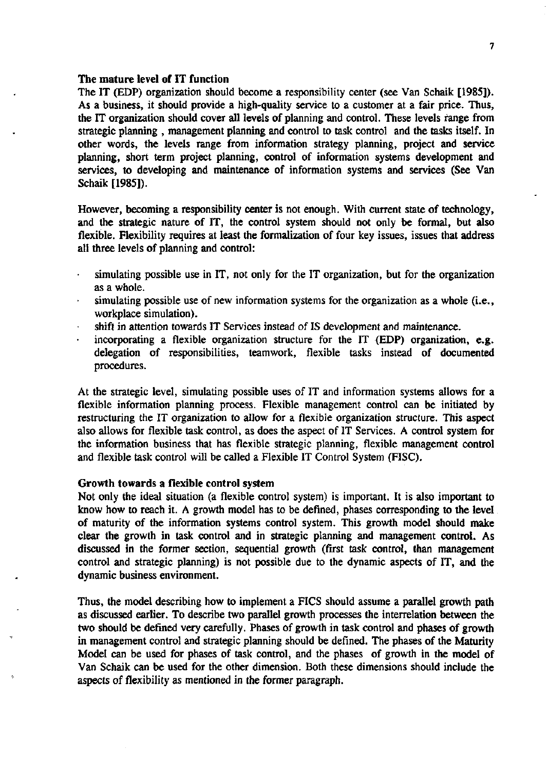**The mature level of IT function**

The IT (EDP) organization should become a responsibility center (see Van Schaik [1985]). As a business, it should provide a high-quality service to a customer at a fair price. Thus, the IT organization should cover all levels of planning and control. These levels range from strategic planning , management planning and control to task control and the tasks itself. In other words, the levels range from information strategy planning, project and service planning, short term project planning, control of information systems development and services, to developing and maintenance of information systems and services (See Van Schaik [1985]).

However, becoming a responsibility center is not enough. With current state of technology, and the strategic nature of IT, the control system should not only be formal, but also flexible. Flexibility requires at least the formalization of four key issues, issues that address all three levels of planning and control:

- simulating possible use in IT, not only for the IT organization, but for the organization as a whole.
- simulating possible use of new information systems for the organization as a whole (i.e., workplace simulation).
- shift in attention towards IT Services instead of IS development and maintenance.
- incorporating a flexible organization structure for the IT (EDP) organization, e.g. delegation of responsibilities, teamwork, flexible tasks instead of documented procedures.

At the strategic level, simulating possible uses of IT and information systems allows for a flexible information planning process. Flexible management control can be initiated by restructuring the IT organization to allow for a flexible organization structure. This aspect also allows for flexible task control, as does the aspect of IT Services. A control system for the information business that has flexible strategic planning, flexible management control and flexible task control will be called a Flexible IT Control System (FISC).

**Growth towards a flexible control system**

Not only the ideal situation (a flexible control system) is important. It is also important to know how to reach it. A growth model has to be defined, phases corresponding to the level of maturity of the information systems control system. This growth model should make clear the growth in task control and in strategic planning and management control. As discussed in the former section, sequential growth (first task control, than management control and strategic planning) is not possible due to the dynamic aspects of IT, and the dynamic business environment.

Thus, the model describing how to implement a FICS should assume a parallel growth path as discussed earlier. To describe two parallel growth processes the interrelation between the two should be defined very carefully. Phases of growth in task control and phases of growth in management control and strategic planning should be defined. The phases of the Maturity Model can be used for phases of task control, and the phases of growth in the model of Van Schaik can be used for the other dimension. Both these dimensions should include the aspects of flexibility as mentioned in the former paragraph.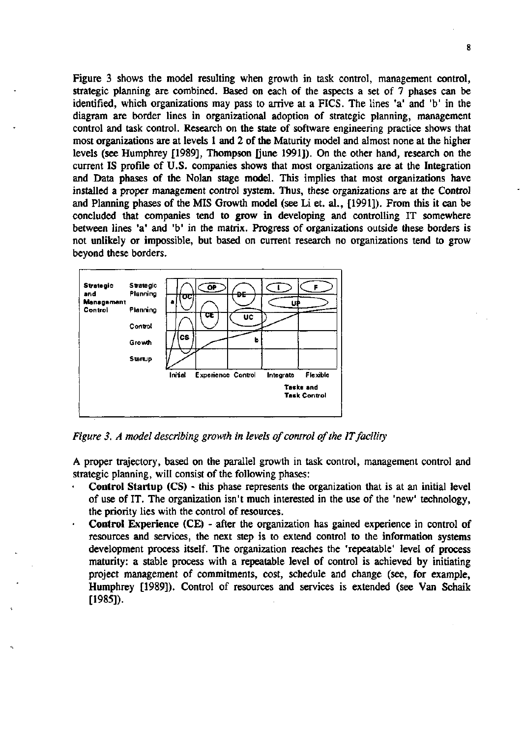Figure 3 shows the model resulting when growth in task control, management control, strategic planning are combined. Based on each of the aspects a set of 7 phases can be identified, which organizations may pass to arrive at a FICS. The lines 'a' and 'b' in the diagram are border lines in organizational adoption of strategic planning, management control and task control. Research on the state of software engineering practice shows that most organizations are at levels 1 and 2 of the Maturity model and almost none at the higher levels (see Humphrey [1989], Thompson [june 1991]). On the other hand, research on the current IS profile of U.S. companies shows that most organizations are at the Integration and Data phases of the Nolan stage model. This implies that most organizations have installed a proper management control system. Thus, these organizations are at the Control and Planning phases of the MIS Growth model (see Li et. al., [1991]). From this it can be concluded that companies tend to grow in developing and controlling IT somewhere between lines 'a' and 'b' in the matrix. Progress of organizations outside these borders is not unlikely or impossible, but based on current research no organizations tend to grow beyond these borders.

*Figure 3. A model describing growth in levels of control of the IT facility*

A proper trajectory, based on the parallel growth in task control, management control and strategic planning, will consist of the following phases:

- **Control Startup (CS)** - this phase represents the organization that is at an initial level of use of IT. The organization isn't much interested in the use of the 'new' technology, the priority lies with the control of resources.
- **Control Experience (CE)** - after the organization has gained experience in control of resources and services, the next step is to extend control to the information systems development process itself. The organization reaches the 'repeatable' level of process maturity: a stable process with a repeatable level of control is achieved by initiating project management of commitments, cost, schedule and change (see, for example, Humphrey [1989]). Control of resources and services is extended (see Van Schaik [1985]).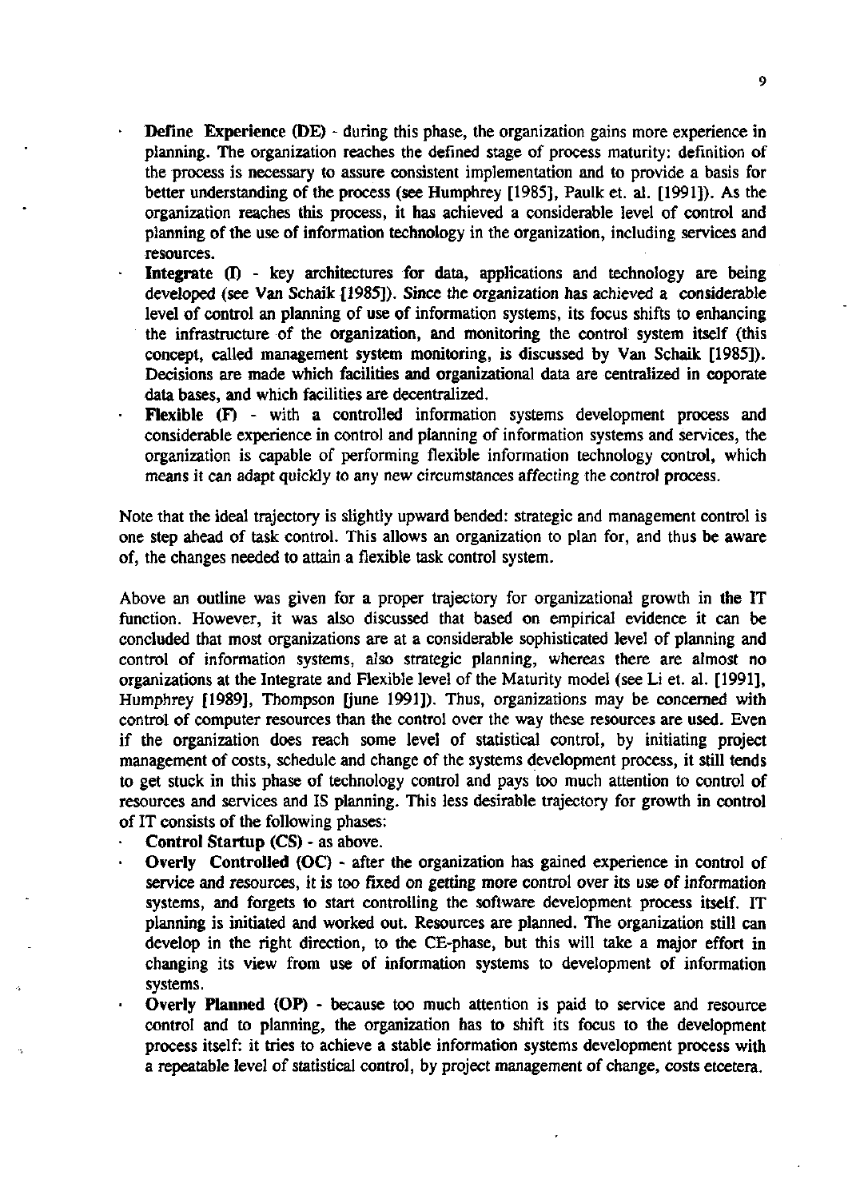- **Define Experience (DE)** - during this phase, the organization gains more experience in planning. The organization reaches the defined stage of process maturity: definition of the process is necessary to assure consistent implementation and to provide a basis for better understanding of the process (see Humphrey [1985], Paulk et. al. [1991]). As the organization reaches this process, it has achieved a considerable level of control and planning of the use of information technology in the organization, including services and resources.
- **Integrate (I)** - key architectures for data, applications and technology are being developed (see Van Schaik [1985]). Since the organization has achieved a considerable level of control an planning of use of information systems, its focus shifts to enhancing the infrastructure of the organization, and monitoring the control system itself (this concept, called management system monitoring, is discussed by Van Schaik [1985]). Decisions are made which facilities and organizational data are centralized in coporate data bases, and which facilities are decentralized.
- **Flexible (F)** - with a controlled information systems development process and considerable experience in control and planning of information systems and services, the organization is capable of performing flexible information technology control, which means it can adapt quickly to any new circumstances affecting the control process.

Note that the ideal trajectory is slightly upward bended: strategic and management control is one step ahead of task control. This allows an organization to plan for, and thus be aware of, the changes needed to attain a flexible task control system.

Above an outline was given for a proper trajectory for organizational growth in the IT function. However, it was also discussed that based on empirical evidence it can be concluded that most organizations are at a considerable sophisticated level of planning and control of information systems, also strategic planning, whereas there are almost no organizations at the Integrate and Flexible level of the Maturity model (see Li et. al. [1991], Humphrey [1989], Thompson [june 1991]). Thus, organizations may be concerned with control of computer resources than the control over the way these resources are used. Even if the organization does reach some level of statistical control, by initiating project management of costs, schedule and change of the systems development process, it still tends to get stuck in this phase of technology control and pays too much attention to control of resources and services and IS planning. This less desirable trajectory for growth in control of IT consists of the following phases:

- **Control Startup (CS)** - as above.
- **Overly Controlled (OC)** - after the organization has gained experience in control of service and resources, it is too fixed on getting more control over its use of information systems, and forgets to start controlling the software development process itself. IT planning is initiated and worked out. Resources are planned. The organization still can develop in the right direction, to the CE-phase, but this will take a major effort in changing its view from use of information systems to development of information systems.
- **Overly Planned (OP)** - because too much attention is paid to service and resource control and to planning, the organization has to shift its focus to the development process itself: it tries to achieve a stable information systems development process with a repeatable level of statistical control, by project management of change, costs etcetera.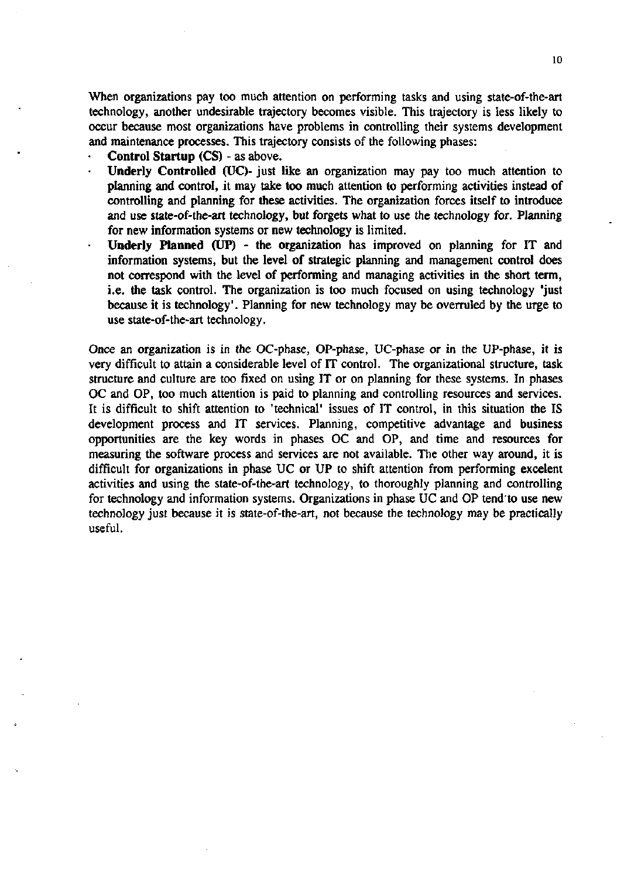When organizations pay too much attention on performing tasks and using state-of-the-art technology, another undesirable trajectory becomes visible. This trajectory is less likely to occur because most organizations have problems in controlling their systems development and maintenance processes. This trajectory consists of the following phases:

- **Control Startup (CS)** - as above.
- **Underly Controlled (UC)**- just like an organization may pay too much attention to planning and control, it may take too much attention to performing activities instead of controlling and planning for these activities. The organization forces itself to introduce and use state-of-the-art technology, but forgets what to use the technology for. Planning for new information systems or new technology is limited.
- **Underly Planned (UP)** - the organization has improved on planning for IT and information systems, but the level of strategic planning and management control does not correspond with the level of performing and managing activities in the short term, i.e. the task control. The organization is too much focused on using technology 'just because it is technology'. Planning for new technology may be overruled by the urge to use state-of-the-art technology.

Once an organization is in the OC-phase, OP-phase, UC-phase or in the UP-phase, it is very difficult to attain a considerable level of IT control. The organizational structure, task structure and culture are too fixed on using IT or on planning for these systems. In phases OC and OP, too much attention is paid to planning and controlling resources and services. It is difficult to shift attention to 'technical' issues of IT control, in this situation the IS development process and IT services. Planning, competitive advantage and business opportunities are the key words in phases OC and OP, and time and resources for measuring the software process and services are not available. The other way around, it is difficult for organizations in phase UC or UP to shift attention from performing excelent activities and using the state-of-the-art technology, to thoroughly planning and controlling for technology and information systems. Organizations in phase UC and OP tend to use new technology just because it is state-of-the-art, not because the technology may be practically useful.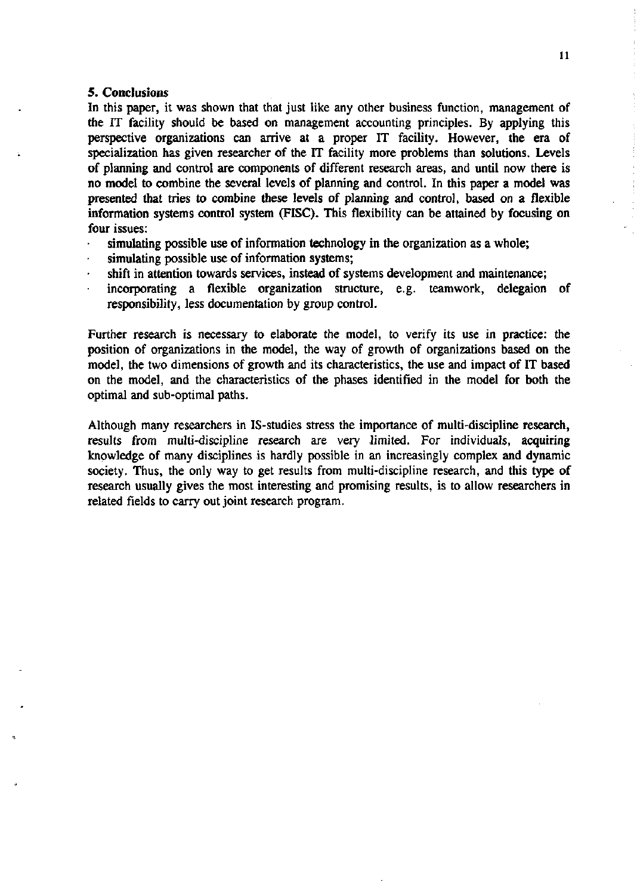## 5. Conclusions

In this paper, it was shown that that just like any other business function, management of the IT facility should be based on management accounting principles. By applying this perspective organizations can arrive at a proper IT facility. However, the era of specialization has given researcher of the IT facility more problems than solutions. Levels of planning and control are components of different research areas, and until now there is no model to combine the several levels of planning and control. In this paper a model was presented that tries to combine these levels of planning and control, based on a flexible information systems control system (FISC). This flexibility can be attained by focusing on four issues:

- simulating possible use of information technology in the organization as a whole;
- simulating possible use of information systems;
- shift in attention towards services, instead of systems development and maintenance;
- incorporating a flexible organization structure, e.g. teamwork, delegaion of responsibility, less documentation by group control.

Further research is necessary to elaborate the model, to verify its use in practice: the position of organizations in the model, the way of growth of organizations based on the model, the two dimensions of growth and its characteristics, the use and impact of IT based on the model, and the characteristics of the phases identified in the model for both the optimal and sub-optimal paths.

Although many researchers in IS-studies stress the importance of multi-discipline research, results from multi-discipline research are very limited. For individuals, acquiring knowledge of many disciplines is hardly possible in an increasingly complex and dynamic society. Thus, the only way to get results from multi-discipline research, and this type of research usually gives the most interesting and promising results, is to allow researchers in related fields to carry out joint research program.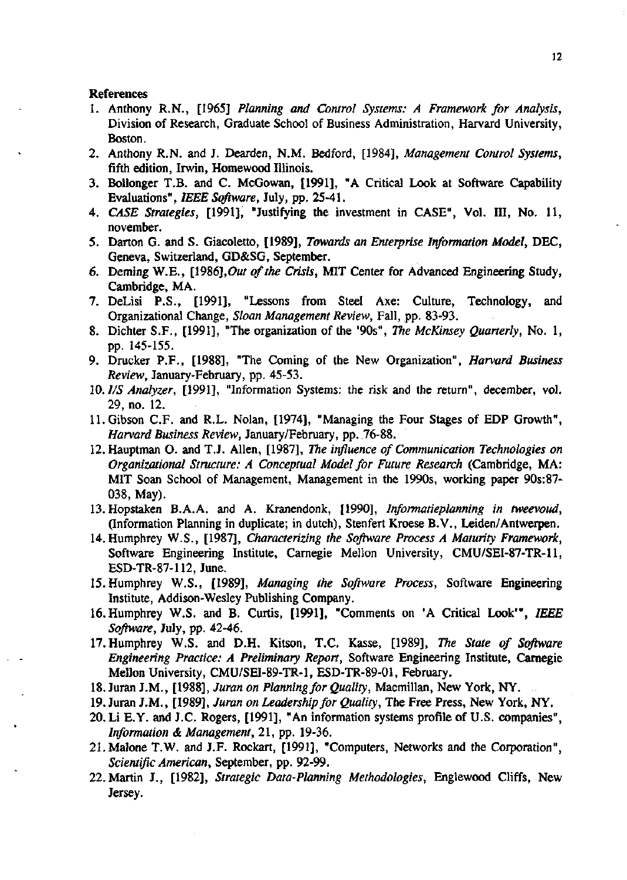**References**

1. Anthony R.N., [1965] *Planning and Control Systems: A Framework for Analysis*, Division of Research, Graduate School of Business Administration, Harvard University, Boston.
2. Anthony R.N. and J. Dearden, N.M. Bedford, [1984], *Management Control Systems*, fifth edition, Irwin, Homewood Illinois.
3. Bollonger T.B. and C. McGowan, [1991], "A Critical Look at Software Capability Evaluations", *IEEE Software*, July, pp. 25-41.
4. *CASE Strategies*, [1991], "Justifying the investment in CASE", Vol. III, No. 11, november.
5. Darton G. and S. Giacoletto, [1989], *Towards an Enterprise Information Model*, DEC, Geneva, Switzerland, GD&SG, September.
6. Deming W.E., [1986],*Out of the Crisis*, MIT Center for Advanced Engineering Study, Cambridge, MA.
7. DeLisi P.S., [1991], "Lessons from Steel Axe: Culture, Technology, and Organizational Change, *Sloan Management Review*, Fall, pp. 83-93.
8. Dichter S.F., [1991], "The organization of the '90s", *The McKinsey Quarterly*, No. 1, pp. 145-155.
9. Drucker P.F., [1988], "The Coming of the New Organization", *Harvard Business Review*, January-February, pp. 45-53.
10. *I/S Analyzer*, [1991], "Information Systems: the risk and the return", december, vol. 29, no. 12.
11. Gibson C.F. and R.L. Nolan, [1974], "Managing the Four Stages of EDP Growth", *Harvard Business Review*, January/February, pp. 76-88.
12. Hauptman O. and T.J. Allen, [1987], *The influence of Communication Technologies on Organizational Structure: A Conceptual Model for Future Research* (Cambridge, MA: MIT Soan School of Management, Management in the 1990s, working paper 90s:87-038, May).
13. Hopstaken B.A.A. and A. Kranendonk, [1990], *Informatieplanning in tweevoud*, (Information Planning in duplicate; in dutch), Stenfert Kroese B.V., Leiden/Antwerpen.
14. Humphrey W.S., [1987], *Characterizing the Software Process A Maturity Framework*, Software Engineering Institute, Carnegie Mellon University, CMU/SEI-87-TR-11, ESD-TR-87-112, June.
15. Humphrey W.S., [1989], *Managing the Software Process*, Software Engineering Institute, Addison-Wesley Publishing Company.
16. Humphrey W.S. and B. Curtis, [1991], "Comments on 'A Critical Look'", *IEEE Software*, July, pp. 42-46.
17. Humphrey W.S. and D.H. Kitson, T.C. Kasse, [1989], *The State of Software Engineering Practice: A Preliminary Report*, Software Engineering Institute, Carnegie Mellon University, CMU/SEI-89-TR-1, ESD-TR-89-01, February.
18. Juran J.M., [1988], *Juran on Planning for Quality*, Macmillan, New York, NY.
19. Juran J.M., [1989], *Juran on Leadership for Quality*, The Free Press, New York, NY.
20. Li E.Y. and J.C. Rogers, [1991], "An information systems profile of U.S. companies", *Information & Management*, 21, pp. 19-36.
21. Malone T.W. and J.F. Rockart, [1991], "Computers, Networks and the Corporation", *Scientific American*, September, pp. 92-99.
22. Martin J., [1982], *Strategic Data-Planning Methodologies*, Englewood Cliffs, New Jersey.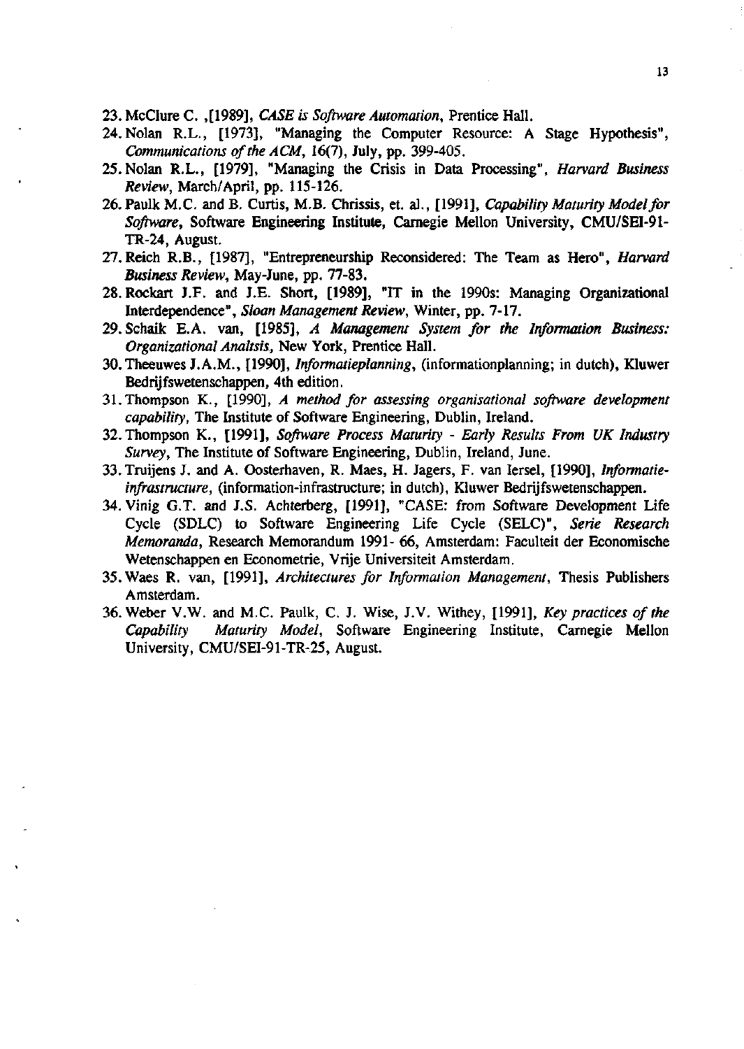23. McClure C. ,[1989], *CASE is Software Automation*, Prentice Hall.
24. Nolan R.L., [1973], "Managing the Computer Resource: A Stage Hypothesis", *Communications of the ACM*, 16(7), July, pp. 399-405.
25. Nolan R.L., [1979], "Managing the Crisis in Data Processing", *Harvard Business Review*, March/April, pp. 115-126.
26. Paulk M.C. and B. Curtis, M.B. Chrissis, et. al., [1991], *Capability Maturity Model for Software*, Software Engineering Institute, Carnegie Mellon University, CMU/SEI-91-TR-24, August.
27. Reich R.B., [1987], "Entrepreneurship Reconsidered: The Team as Hero", *Harvard Business Review*, May-June, pp. 77-83.
28. Rockart J.F. and J.E. Short, [1989], "IT in the 1990s: Managing Organizational Interdependence", *Sloan Management Review*, Winter, pp. 7-17.
29. Schaik E.A. van, [1985], *A Management System for the Information Business: Organizational Analtsis*, New York, Prentice Hall.
30. Theeuwes J.A.M., [1990], *Informatieplanning*, (informationplanning; in dutch), Kluwer Bedrijfswetenschappen, 4th edition.
31. Thompson K., [1990], *A method for assessing organisational software development capability*, The Institute of Software Engineering, Dublin, Ireland.
32. Thompson K., [1991], *Software Process Maturity - Early Results From UK Industry Survey*, The Institute of Software Engineering, Dublin, Ireland, June.
33. Truijens J. and A. Oosterhaven, R. Maes, H. Jagers, F. van Iersel, [1990], *Informatie-infrastructure*, (information-infrastructure; in dutch), Kluwer Bedrijfswetenschappen.
34. Vinig G.T. and J.S. Achterberg, [1991], "CASE: from Software Development Life Cycle (SDLC) to Software Engineering Life Cycle (SELC)", *Serie Research Memoranda*, Research Memorandum 1991- 66, Amsterdam: Faculteit der Economische Wetenschappen en Econometrie, Vrije Universiteit Amsterdam.
35. Waes R. van, [1991], *Architectures for Information Management*, Thesis Publishers Amsterdam.
36. Weber V.W. and M.C. Paulk, C. J. Wise, J.V. Withey, [1991], *Key practices of the Capability Maturity Model*, Software Engineering Institute, Carnegie Mellon University, CMU/SEI-91-TR-25, August.